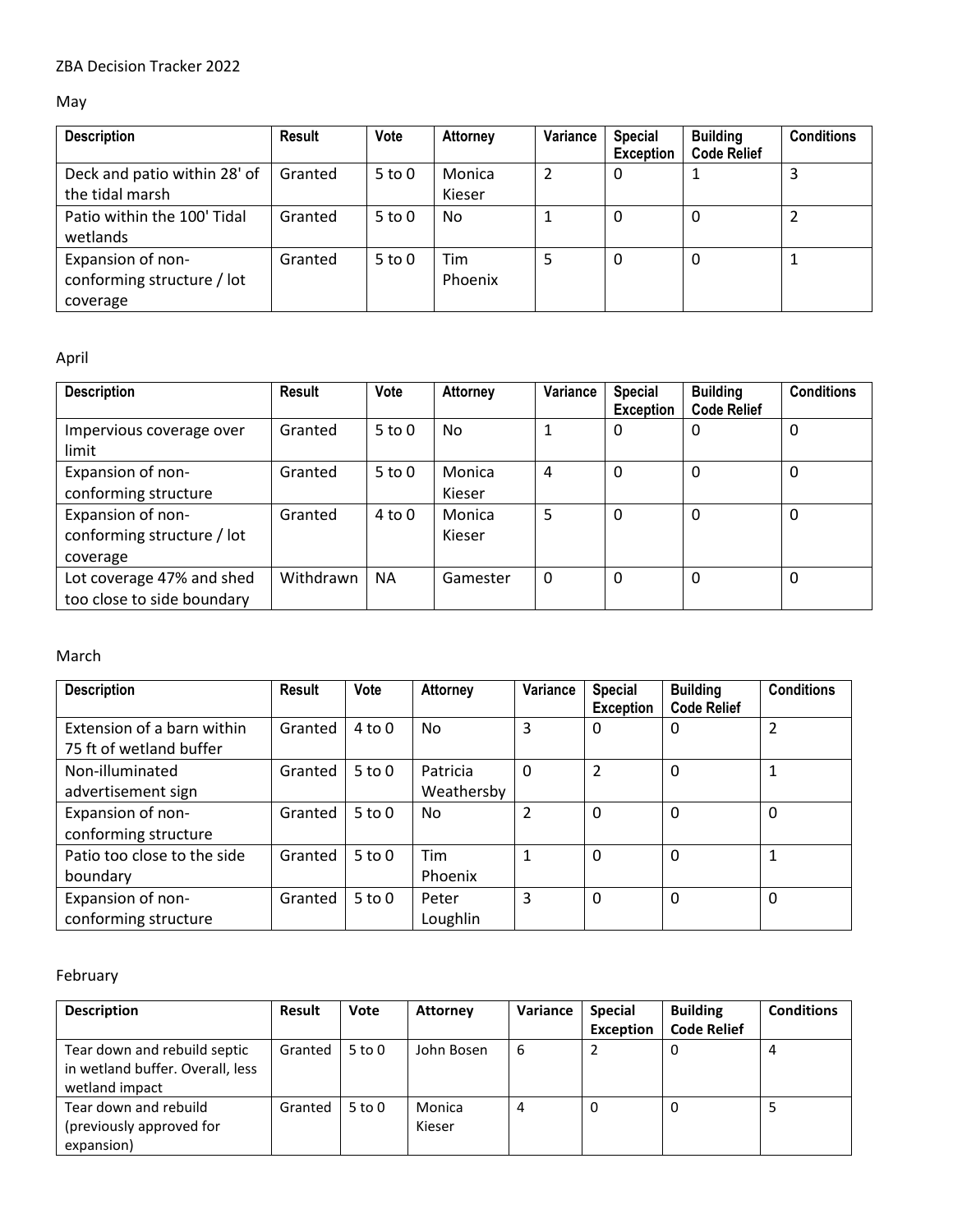ZBA Decision Tracker 2022

May

| Description | Result | Vote | Attorney | Variance | Special Exception | Building Code Relief | Conditions |
|---|---|---|---|---|---|---|---|
| Deck and patio within 28' of the tidal marsh | Granted | 5 to 0 | Monica Kieser | 2 | 0 | 1 | 3 |
| Patio within the 100' Tidal wetlands | Granted | 5 to 0 | No | 1 | 0 | 0 | 2 |
| Expansion of non-conforming structure / lot coverage | Granted | 5 to 0 | Tim Phoenix | 5 | 0 | 0 | 1 |

April

| Description | Result | Vote | Attorney | Variance | Special Exception | Building Code Relief | Conditions |
|---|---|---|---|---|---|---|---|
| Impervious coverage over limit | Granted | 5 to 0 | No | 1 | 0 | 0 | 0 |
| Expansion of non-conforming structure | Granted | 5 to 0 | Monica Kieser | 4 | 0 | 0 | 0 |
| Expansion of non-conforming structure / lot coverage | Granted | 4 to 0 | Monica Kieser | 5 | 0 | 0 | 0 |
| Lot coverage 47% and shed too close to side boundary | Withdrawn | NA | Gamester | 0 | 0 | 0 | 0 |

March

| Description | Result | Vote | Attorney | Variance | Special Exception | Building Code Relief | Conditions |
|---|---|---|---|---|---|---|---|
| Extension of a barn within 75 ft of wetland buffer | Granted | 4 to 0 | No | 3 | 0 | 0 | 2 |
| Non-illuminated advertisement sign | Granted | 5 to 0 | Patricia Weathersby | 0 | 2 | 0 | 1 |
| Expansion of non-conforming structure | Granted | 5 to 0 | No | 2 | 0 | 0 | 0 |
| Patio too close to the side boundary | Granted | 5 to 0 | Tim Phoenix | 1 | 0 | 0 | 1 |
| Expansion of non-conforming structure | Granted | 5 to 0 | Peter Loughlin | 3 | 0 | 0 | 0 |

February

| Description | Result | Vote | Attorney | Variance | Special Exception | Building Code Relief | Conditions |
|---|---|---|---|---|---|---|---|
| Tear down and rebuild septic in wetland buffer. Overall, less wetland impact | Granted | 5 to 0 | John Bosen | 6 | 2 | 0 | 4 |
| Tear down and rebuild (previously approved for expansion) | Granted | 5 to 0 | Monica Kieser | 4 | 0 | 0 | 5 |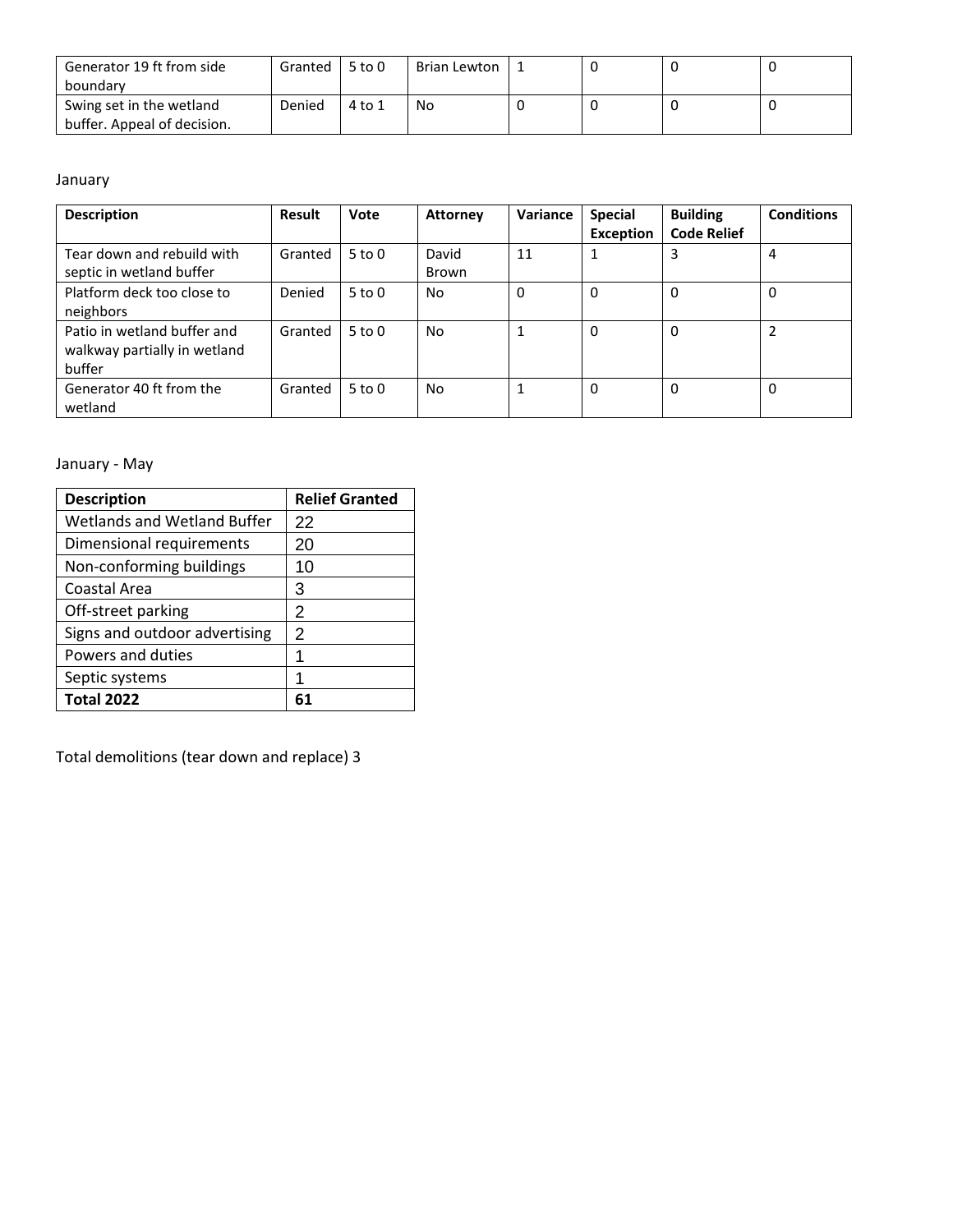| | | | | | | | |
|---|---|---|---|---|---|---|---|
| Generator 19 ft from side boundary | Granted | 5 to 0 | Brian Lewton | 1 | 0 | 0 | 0 |
| Swing set in the wetland buffer. Appeal of decision. | Denied | 4 to 1 | No | 0 | 0 | 0 | 0 |

January

| Description | Result | Vote | Attorney | Variance | Special Exception | Building Code Relief | Conditions |
|---|---|---|---|---|---|---|---|
| Tear down and rebuild with septic in wetland buffer | Granted | 5 to 0 | David Brown | 11 | 1 | 3 | 4 |
| Platform deck too close to neighbors | Denied | 5 to 0 | No | 0 | 0 | 0 | 0 |
| Patio in wetland buffer and walkway partially in wetland buffer | Granted | 5 to 0 | No | 1 | 0 | 0 | 2 |
| Generator 40 ft from the wetland | Granted | 5 to 0 | No | 1 | 0 | 0 | 0 |

January - May

| Description | Relief Granted |
|---|---|
| Wetlands and Wetland Buffer | 22 |
| Dimensional requirements | 20 |
| Non-conforming buildings | 10 |
| Coastal Area | 3 |
| Off-street parking | 2 |
| Signs and outdoor advertising | 2 |
| Powers and duties | 1 |
| Septic systems | 1 |
| **Total 2022** | **61** |

Total demolitions (tear down and replace) 3